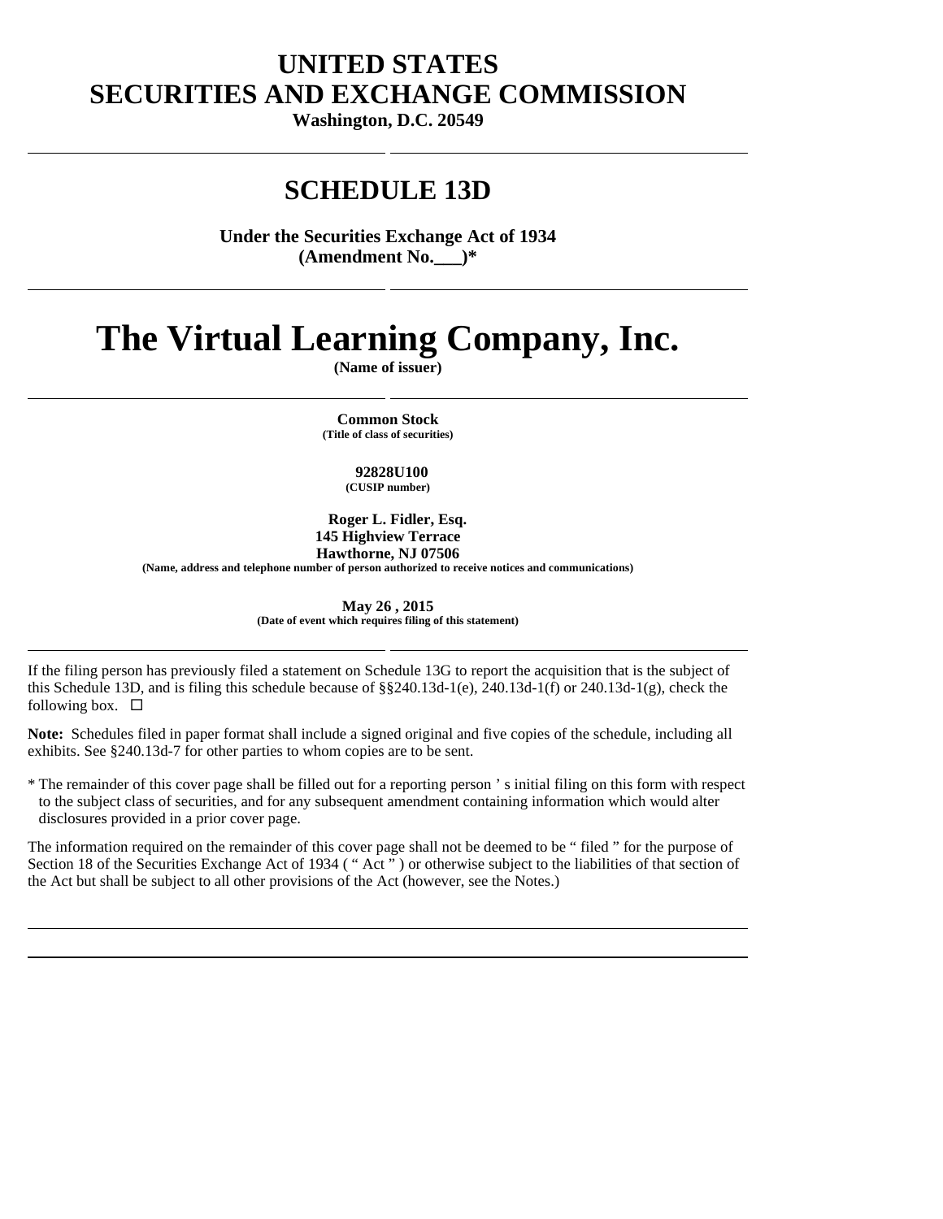# UNITED STATES
# SECURITIES AND EXCHANGE COMMISSION

**Washington, D.C. 20549**

---

## SCHEDULE 13D

**Under the Securities Exchange Act of 1934**
**(Amendment No.___)***

---

# The Virtual Learning Company, Inc.

**(Name of issuer)**

---

**Common Stock**
**(Title of class of securities)**

**92828U100**
**(CUSIP number)**

**Roger L. Fidler, Esq.**
**145 Highview Terrace**
**Hawthorne, NJ 07506**
**(Name, address and telephone number of person authorized to receive notices and communications)**

**May 26 , 2015**
**(Date of event which requires filing of this statement)**

---

If the filing person has previously filed a statement on Schedule 13G to report the acquisition that is the subject of this Schedule 13D, and is filing this schedule because of §§240.13d-1(e), 240.13d-1(f) or 240.13d-1(g), check the following box. ☐

**Note:** Schedules filed in paper format shall include a signed original and five copies of the schedule, including all exhibits. See §240.13d-7 for other parties to whom copies are to be sent.

* The remainder of this cover page shall be filled out for a reporting person ' s initial filing on this form with respect to the subject class of securities, and for any subsequent amendment containing information which would alter disclosures provided in a prior cover page.

The information required on the remainder of this cover page shall not be deemed to be " filed " for the purpose of Section 18 of the Securities Exchange Act of 1934 ( " Act " ) or otherwise subject to the liabilities of that section of the Act but shall be subject to all other provisions of the Act (however, see the Notes.)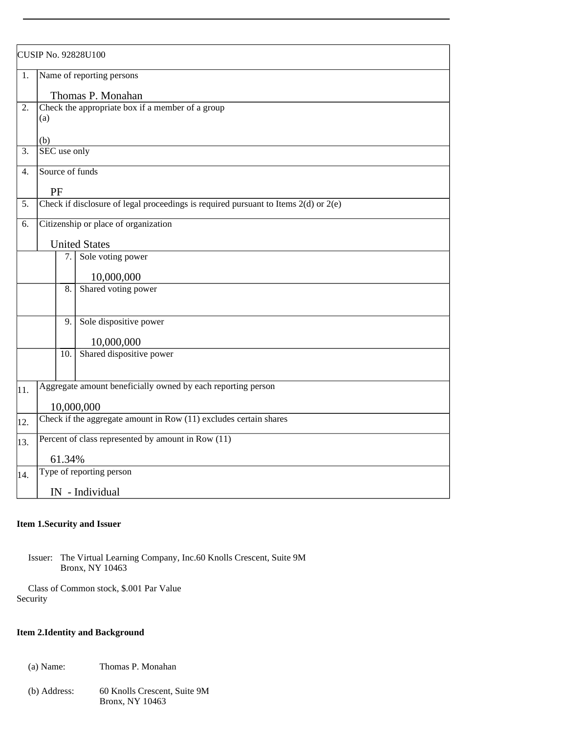| CUSIP No. 92828U100 | | | |
|---|---|---|---|
| 1. | Name of reporting persons<br><br>Thomas P. Monahan | | |
| 2. | Check the appropriate box if a member of a group<br>(a)<br><br>(b) | | |
| 3. | SEC use only | | |
| 4. | Source of funds<br><br>PF | | |
| 5. | Check if disclosure of legal proceedings is required pursuant to Items 2(d) or 2(e) | | |
| 6. | Citizenship or place of organization<br><br>United States | | |
| | | 7. | Sole voting power<br><br>10,000,000 |
| | | 8. | Shared voting power |
| | | 9. | Sole dispositive power<br><br>10,000,000 |
| | | 10. | Shared dispositive power |
| 11. | Aggregate amount beneficially owned by each reporting person<br><br>10,000,000 | | |
| 12. | Check if the aggregate amount in Row (11) excludes certain shares | | |
| 13. | Percent of class represented by amount in Row (11)<br><br>61.34% | | |
| 14. | Type of reporting person<br><br>IN - Individual | | |

**Item 1.Security and Issuer**

Issuer: The Virtual Learning Company, Inc.60 Knolls Crescent, Suite 9M
Bronx, NY 10463

Class of Common stock, $.001 Par Value
Security

**Item 2.Identity and Background**

(a) Name: Thomas P. Monahan

(b) Address: 60 Knolls Crescent, Suite 9M
Bronx, NY 10463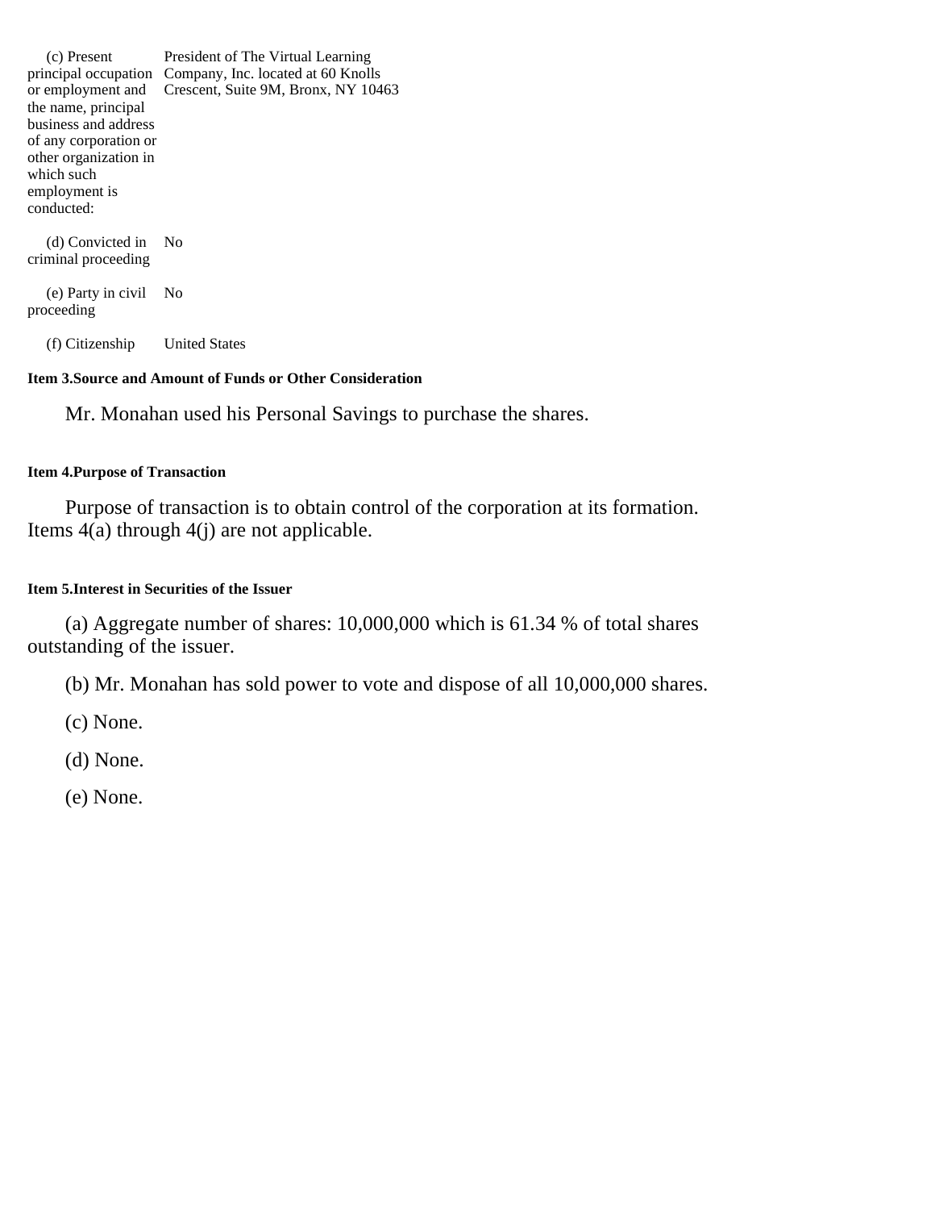| | |
|---|---|
| (c) Present principal occupation or employment and the name, principal business and address of any corporation or other organization in which such employment is conducted: | President of The Virtual Learning Company, Inc. located at 60 Knolls Crescent, Suite 9M, Bronx, NY 10463 |
| (d) Convicted in criminal proceeding | No |
| (e) Party in civil proceeding | No |
| (f) Citizenship | United States |

**Item 3.Source and Amount of Funds or Other Consideration**

Mr. Monahan used his Personal Savings to purchase the shares.

**Item 4.Purpose of Transaction**

Purpose of transaction is to obtain control of the corporation at its formation. Items 4(a) through 4(j) are not applicable.

**Item 5.Interest in Securities of the Issuer**

(a) Aggregate number of shares: 10,000,000 which is 61.34 % of total shares outstanding of the issuer.

(b) Mr. Monahan has sold power to vote and dispose of all 10,000,000 shares.

(c) None.

(d) None.

(e) None.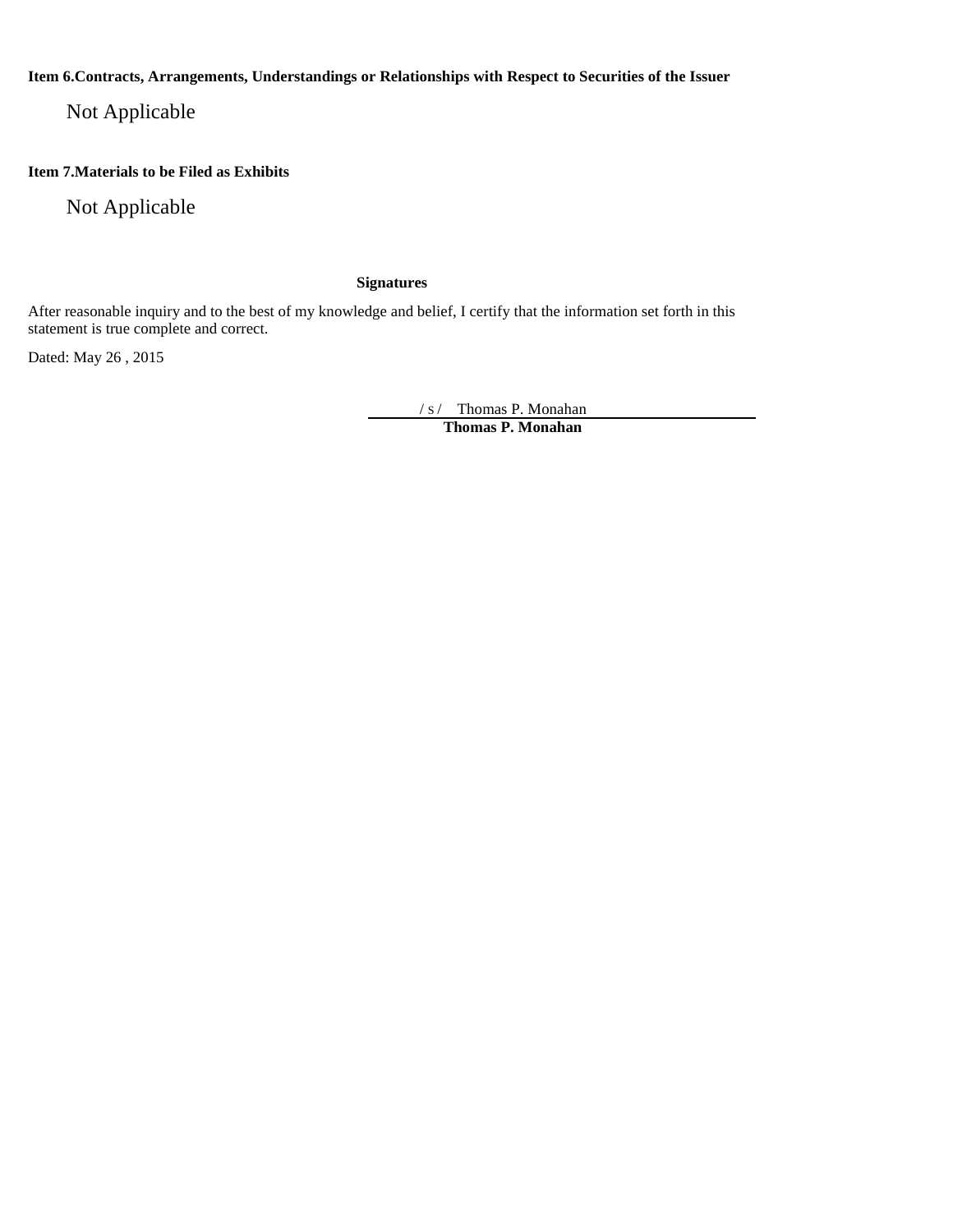**Item 6.Contracts, Arrangements, Understandings or Relationships with Respect to Securities of the Issuer**

Not Applicable

**Item 7.Materials to be Filed as Exhibits**

Not Applicable

**Signatures**

After reasonable inquiry and to the best of my knowledge and belief, I certify that the information set forth in this statement is true complete and correct.

Dated: May 26 , 2015

/ s / Thomas P. Monahan

**Thomas P. Monahan**